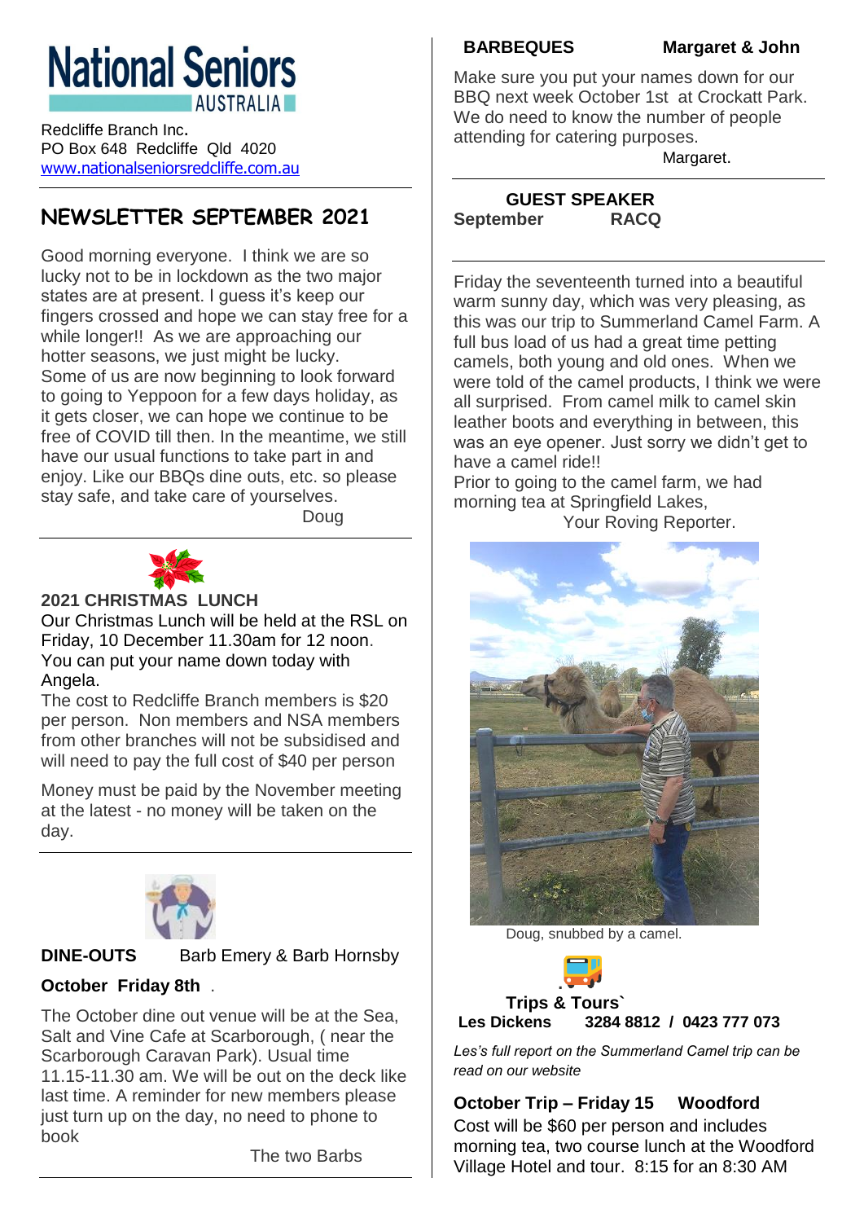# National Seniors AUSTRALIA

Redcliffe Branch Inc.
PO Box 648 Redcliffe Qld 4020
www.nationalseniorsredcliffe.com.au

## NEWSLETTER SEPTEMBER 2021

Good morning everyone. I think we are so lucky not to be in lockdown as the two major states are at present. I guess it's keep our fingers crossed and hope we can stay free for a while longer!! As we are approaching our hotter seasons, we just might be lucky. Some of us are now beginning to look forward to going to Yeppoon for a few days holiday, as it gets closer, we can hope we continue to be free of COVID till then. In the meantime, we still have our usual functions to take part in and enjoy. Like our BBQs dine outs, etc. so please stay safe, and take care of yourselves.

Doug

### 2021 CHRISTMAS LUNCH

Our Christmas Lunch will be held at the RSL on Friday, 10 December 11.30am for 12 noon. You can put your name down today with Angela.

The cost to Redcliffe Branch members is $20 per person. Non members and NSA members from other branches will not be subsidised and will need to pay the full cost of $40 per person

Money must be paid by the November meeting at the latest - no money will be taken on the day.

### DINE-OUTS Barb Emery & Barb Hornsby

**October Friday 8th** .

The October dine out venue will be at the Sea, Salt and Vine Cafe at Scarborough, ( near the Scarborough Caravan Park). Usual time 11.15-11.30 am. We will be out on the deck like last time. A reminder for new members please just turn up on the day, no need to phone to book

The two Barbs

### BARBEQUES Margaret & John

Make sure you put your names down for our BBQ next week October 1st at Crockatt Park. We do need to know the number of people attending for catering purposes.

Margaret.

### GUEST SPEAKER

**September RACQ**

Friday the seventeenth turned into a beautiful warm sunny day, which was very pleasing, as this was our trip to Summerland Camel Farm. A full bus load of us had a great time petting camels, both young and old ones. When we were told of the camel products, I think we were all surprised. From camel milk to camel skin leather boots and everything in between, this was an eye opener. Just sorry we didn't get to have a camel ride!!

Prior to going to the camel farm, we had morning tea at Springfield Lakes,

Your Roving Reporter.

Doug, snubbed by a camel.

### Trips & Tours`

**Les Dickens 3284 8812 / 0423 777 073**

*Les's full report on the Summerland Camel trip can be read on our website*

**October Trip – Friday 15 Woodford**

Cost will be $60 per person and includes morning tea, two course lunch at the Woodford Village Hotel and tour. 8:15 for an 8:30 AM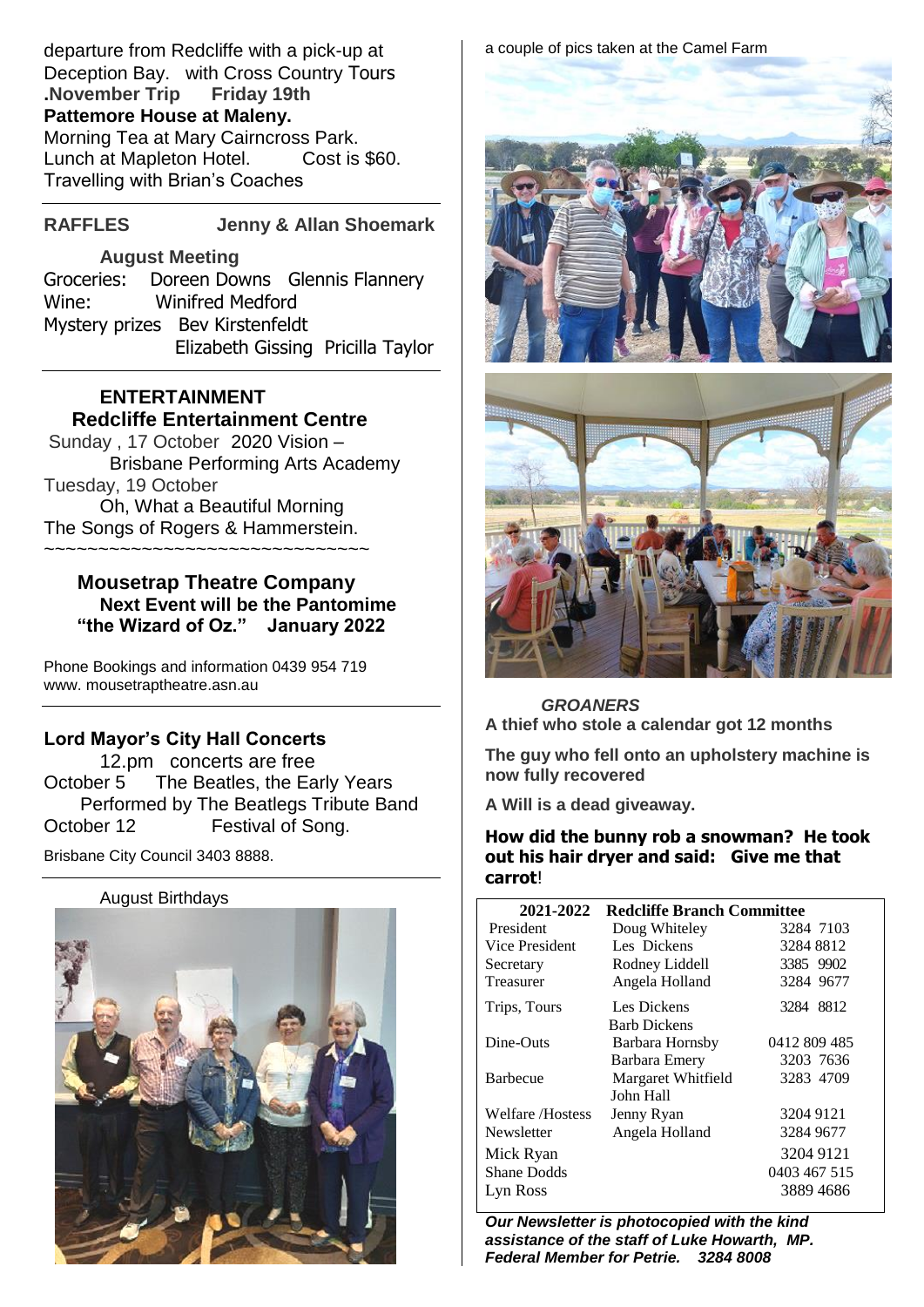departure from Redcliffe with a pick-up at Deception Bay. with Cross Country Tours

**.November Trip Friday 19th**

**Pattemore House at Maleny.**

Morning Tea at Mary Cairncross Park.

Lunch at Mapleton Hotel. Cost is $60.

Travelling with Brian's Coaches

**RAFFLES** **Jenny & Allan Shoemark**

**August Meeting**

Groceries: Doreen Downs Glennis Flannery

Wine: Winifred Medford

Mystery prizes Bev Kirstenfeldt

Elizabeth Gissing Pricilla Taylor

## ENTERTAINMENT

## Redcliffe Entertainment Centre

Sunday , 17 October 2020 Vision –
Brisbane Performing Arts Academy

Tuesday, 19 October
Oh, What a Beautiful Morning
The Songs of Rogers & Hammerstein.

~~~~~~~~~~~~~~~~~~~~~~~~~~~~~~~

## Mousetrap Theatre Company

**Next Event will be the Pantomime**
**"the Wizard of Oz." January 2022**

Phone Bookings and information 0439 954 719
www. mousetraptheatre.asn.au

**Lord Mayor's City Hall Concerts**

12.pm concerts are free

October 5 The Beatles, the Early Years
Performed by The Beatlegs Tribute Band

October 12 Festival of Song.

Brisbane City Council 3403 8888.

August Birthdays

a couple of pics taken at the Camel Farm

***GROANERS***

**A thief who stole a calendar got 12 months**

**The guy who fell onto an upholstery machine is now fully recovered**

**A Will is a dead giveaway.**

**How did the bunny rob a snowman? He took out his hair dryer and said: Give me that carrot!**

| 2021-2022 | Redcliffe Branch Committee | |
|---|---|---|
| President | Doug Whiteley | 3284 7103 |
| Vice President | Les Dickens | 3284 8812 |
| Secretary | Rodney Liddell | 3385 9902 |
| Treasurer | Angela Holland | 3284 9677 |
| Trips, Tours | Les Dickens<br>Barb Dickens | 3284 8812 |
| Dine-Outs | Barbara Hornsby<br>Barbara Emery | 0412 809 485<br>3203 7636 |
| Barbecue | Margaret Whitfield<br>John Hall | 3283 4709 |
| Welfare /Hostess | Jenny Ryan | 3204 9121 |
| Newsletter | Angela Holland | 3284 9677 |
| Mick Ryan | | 3204 9121 |
| Shane Dodds | | 0403 467 515 |
| Lyn Ross | | 3889 4686 |

***Our Newsletter is photocopied with the kind assistance of the staff of Luke Howarth, MP. Federal Member for Petrie. 3284 8008***